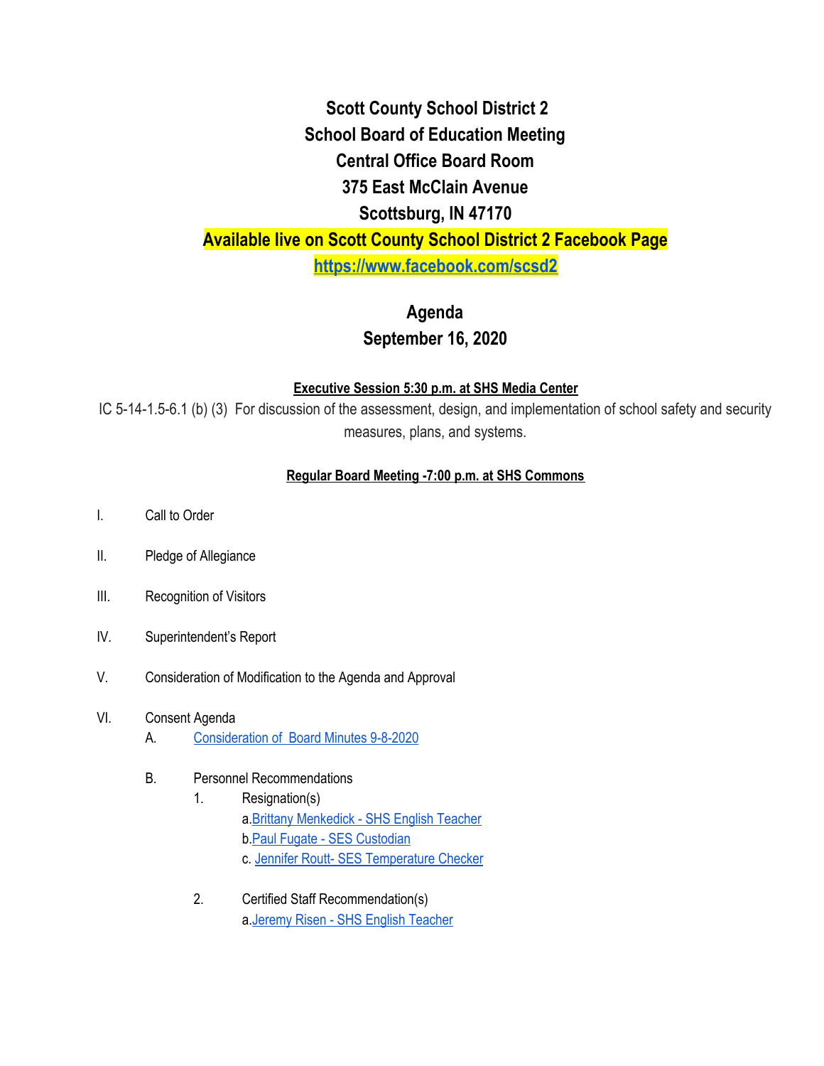# Scott County School District 2
# School Board of Education Meeting
## Central Office Board Room
## 375 East McClain Avenue
## Scottsburg, IN 47170

**Available live on Scott County School District 2 Facebook Page**

**https://www.facebook.com/scsd2**

## Agenda
## September 16, 2020

**Executive Session 5:30 p.m. at SHS Media Center**

IC 5-14-1.5-6.1 (b) (3) For discussion of the assessment, design, and implementation of school safety and security measures, plans, and systems.

**Regular Board Meeting -7:00 p.m. at SHS Commons**

I. Call to Order

II. Pledge of Allegiance

III. Recognition of Visitors

IV. Superintendent's Report

V. Consideration of Modification to the Agenda and Approval

VI. Consent Agenda
   - A. Consideration of Board Minutes 9-8-2020
   - B. Personnel Recommendations
     1. Resignation(s)
        - a. Brittany Menkedick - SHS English Teacher
        - b. Paul Fugate - SES Custodian
        - c. Jennifer Routt- SES Temperature Checker
     2. Certified Staff Recommendation(s)
        - a. Jeremy Risen - SHS English Teacher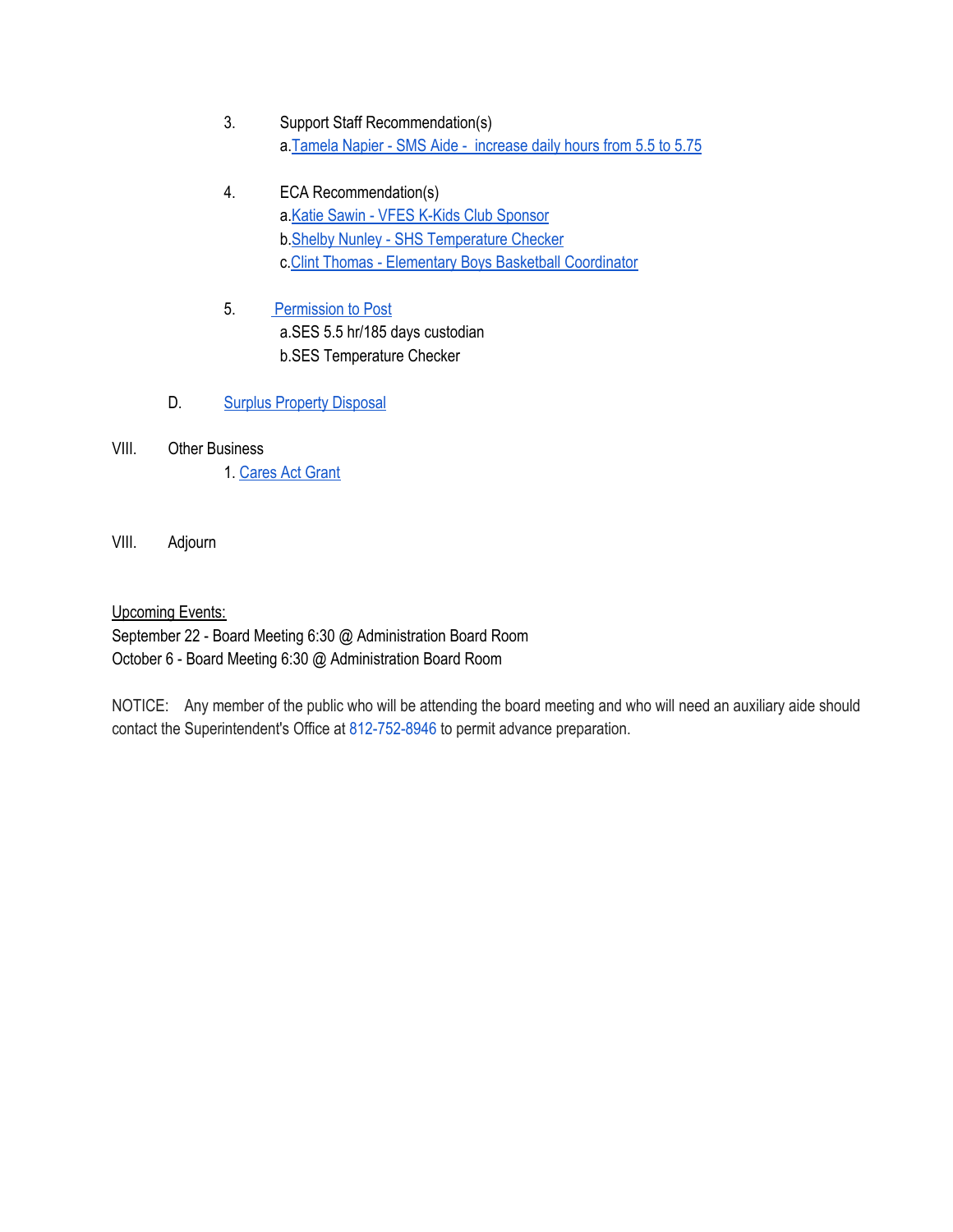3. Support Staff Recommendation(s)
   a. Tamela Napier - SMS Aide - increase daily hours from 5.5 to 5.75

4. ECA Recommendation(s)
   a. Katie Sawin - VFES K-Kids Club Sponsor
   b. Shelby Nunley - SHS Temperature Checker
   c. Clint Thomas - Elementary Boys Basketball Coordinator

5. Permission to Post
   a. SES 5.5 hr/185 days custodian
   b. SES Temperature Checker

D. Surplus Property Disposal

VIII. Other Business

1. Cares Act Grant

VIII. Adjourn

<u>Upcoming Events:</u>

September 22 - Board Meeting 6:30 @ Administration Board Room
October 6 - Board Meeting 6:30 @ Administration Board Room

NOTICE: Any member of the public who will be attending the board meeting and who will need an auxiliary aide should contact the Superintendent's Office at 812-752-8946 to permit advance preparation.